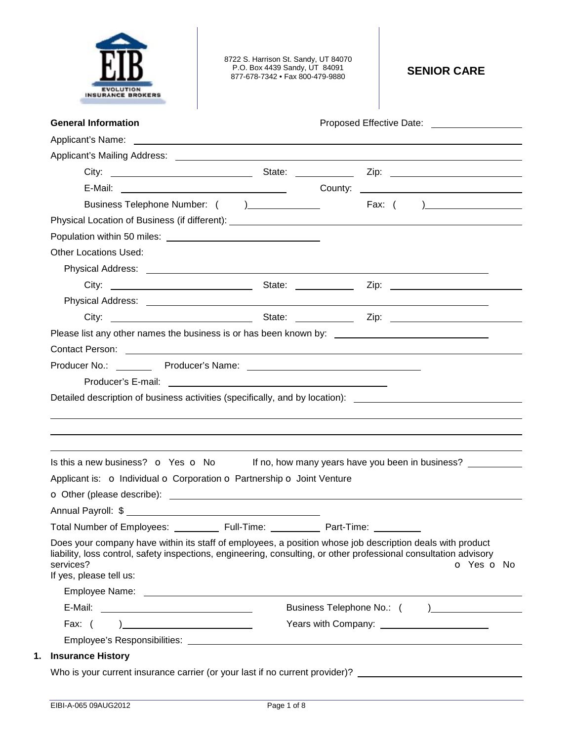EVOLUTION INSURANCE BROKERS

8722 S. Harrison St. Sandy, UT 84070
P.O. Box 4439 Sandy, UT 84091
877-678-7342 • Fax 800-479-9880

## SENIOR CARE

**General Information** Proposed Effective Date: ________________

Applicant's Name: ________________________________________________

Applicant's Mailing Address: ________________________________________________

City: ____________________ State: __________ Zip: ____________________

E-Mail: ____________________ County: ____________________

Business Telephone Number: ( ) ______________ Fax: ( ) ______________

Physical Location of Business (if different): ________________________________________________

Population within 50 miles: ____________________

Other Locations Used:

Physical Address: ________________________________________________

City: ____________________ State: __________ Zip: ____________________

Physical Address: ________________________________________________

City: ____________________ State: __________ Zip: ____________________

Please list any other names the business is or has been known by: ____________________

Contact Person: ________________________________________________

Producer No.: ________ Producer's Name: ____________________

Producer's E-mail: ____________________

Detailed description of business activities (specifically, and by location): ____________________

________________________________________________

________________________________________________

________________________________________________

Is this a new business? o Yes o No If no, how many years have you been in business? __________

Applicant is: o Individual o Corporation o Partnership o Joint Venture

o Other (please describe): ________________________________________________

Annual Payroll: $ ____________________

Total Number of Employees: ________ Full-Time: ________ Part-Time: ________

Does your company have within its staff of employees, a position whose job description deals with product liability, loss control, safety inspections, engineering, consulting, or other professional consultation advisory services? o Yes o No

If yes, please tell us:

Employee Name: ________________________________________________

E-Mail: ____________________ Business Telephone No.: ( ) ______________

Fax: ( ) ______________ Years with Company: ____________________

Employee's Responsibilities: ________________________________________________

## 1. Insurance History

Who is your current insurance carrier (or your last if no current provider)? ____________________

EIBI-A-065 09AUG2012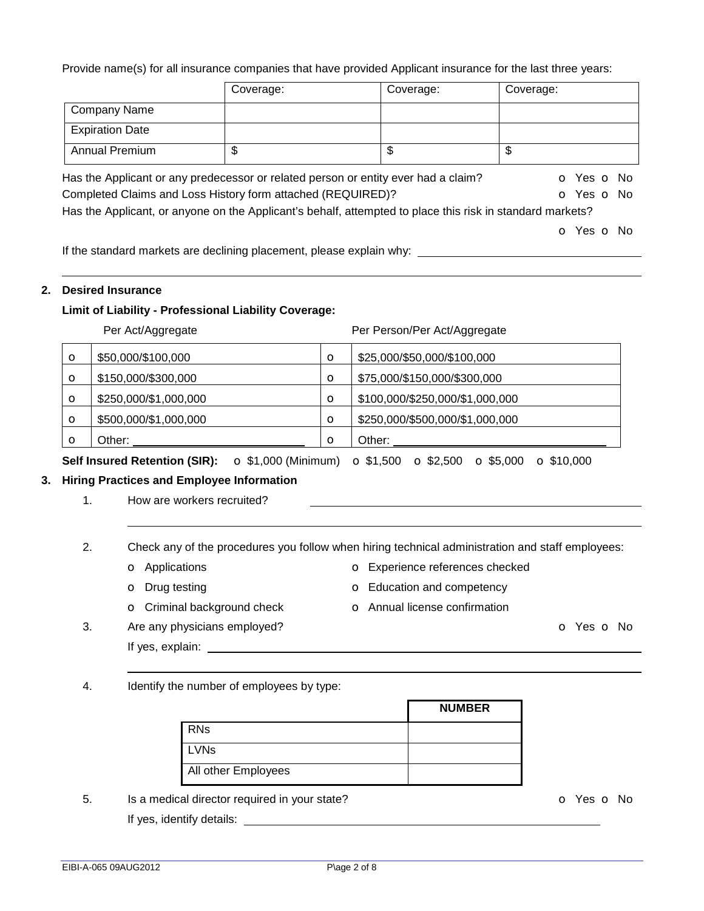Provide name(s) for all insurance companies that have provided Applicant insurance for the last three years:

| | Coverage: | Coverage: | Coverage: |
|---|---|---|---|
| Company Name | | | |
| Expiration Date | | | |
| Annual Premium | $ | $ | $ |

Has the Applicant or any predecessor or related person or entity ever had a claim? o Yes o No

Completed Claims and Loss History form attached (REQUIRED)? o Yes o No

Has the Applicant, or anyone on the Applicant's behalf, attempted to place this risk in standard markets?

o Yes o No

If the standard markets are declining placement, please explain why: ______________________________

______________________________________________________________________________

**2. Desired Insurance**

**Limit of Liability - Professional Liability Coverage:**

| | Per Act/Aggregate | | Per Person/Per Act/Aggregate |
|---|---|---|---|
| o | $50,000/$100,000 | o | $25,000/$50,000/$100,000 |
| o | $150,000/$300,000 | o | $75,000/$150,000/$300,000 |
| o | $250,000/$1,000,000 | o | $100,000/$250,000/$1,000,000 |
| o | $500,000/$1,000,000 | o | $250,000/$500,000/$1,000,000 |
| o | Other: ____________ | o | Other: ____________ |

**Self Insured Retention (SIR):** o $1,000 (Minimum) o $1,500 o $2,500 o $5,000 o $10,000

**3. Hiring Practices and Employee Information**

1. How are workers recruited? ______________________________

______________________________________________________________________________

2. Check any of the procedures you follow when hiring technical administration and staff employees:

   - o Applications
   - o Experience references checked
   - o Drug testing
   - o Education and competency
   - o Criminal background check
   - o Annual license confirmation

3. Are any physicians employed? o Yes o No

   If yes, explain: ______________________________

   ______________________________________________________________________________

4. Identify the number of employees by type:

| | NUMBER |
|---|---|
| RNs | |
| LVNs | |
| All other Employees | |

5. Is a medical director required in your state? o Yes o No

   If yes, identify details: ______________________________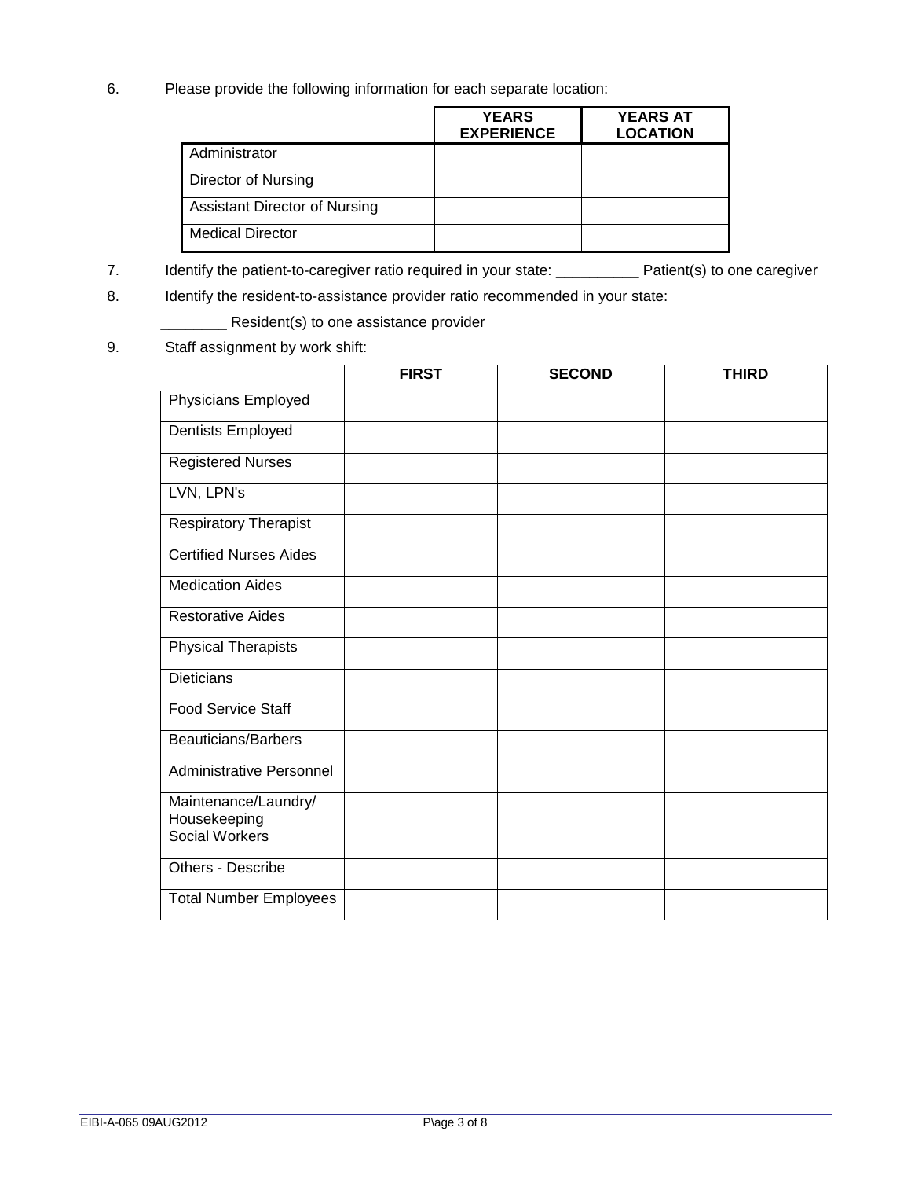6. Please provide the following information for each separate location:

| | YEARS EXPERIENCE | YEARS AT LOCATION |
|---|---|---|
| Administrator | | |
| Director of Nursing | | |
| Assistant Director of Nursing | | |
| Medical Director | | |

7. Identify the patient-to-caregiver ratio required in your state: __________ Patient(s) to one caregiver

8. Identify the resident-to-assistance provider ratio recommended in your state:

   ________ Resident(s) to one assistance provider

9. Staff assignment by work shift:

| | FIRST | SECOND | THIRD |
|---|---|---|---|
| Physicians Employed | | | |
| Dentists Employed | | | |
| Registered Nurses | | | |
| LVN, LPN's | | | |
| Respiratory Therapist | | | |
| Certified Nurses Aides | | | |
| Medication Aides | | | |
| Restorative Aides | | | |
| Physical Therapists | | | |
| Dieticians | | | |
| Food Service Staff | | | |
| Beauticians/Barbers | | | |
| Administrative Personnel | | | |
| Maintenance/Laundry/ Housekeeping | | | |
| Social Workers | | | |
| Others - Describe | | | |
| Total Number Employees | | | |

EIBI-A-065 09AUG2012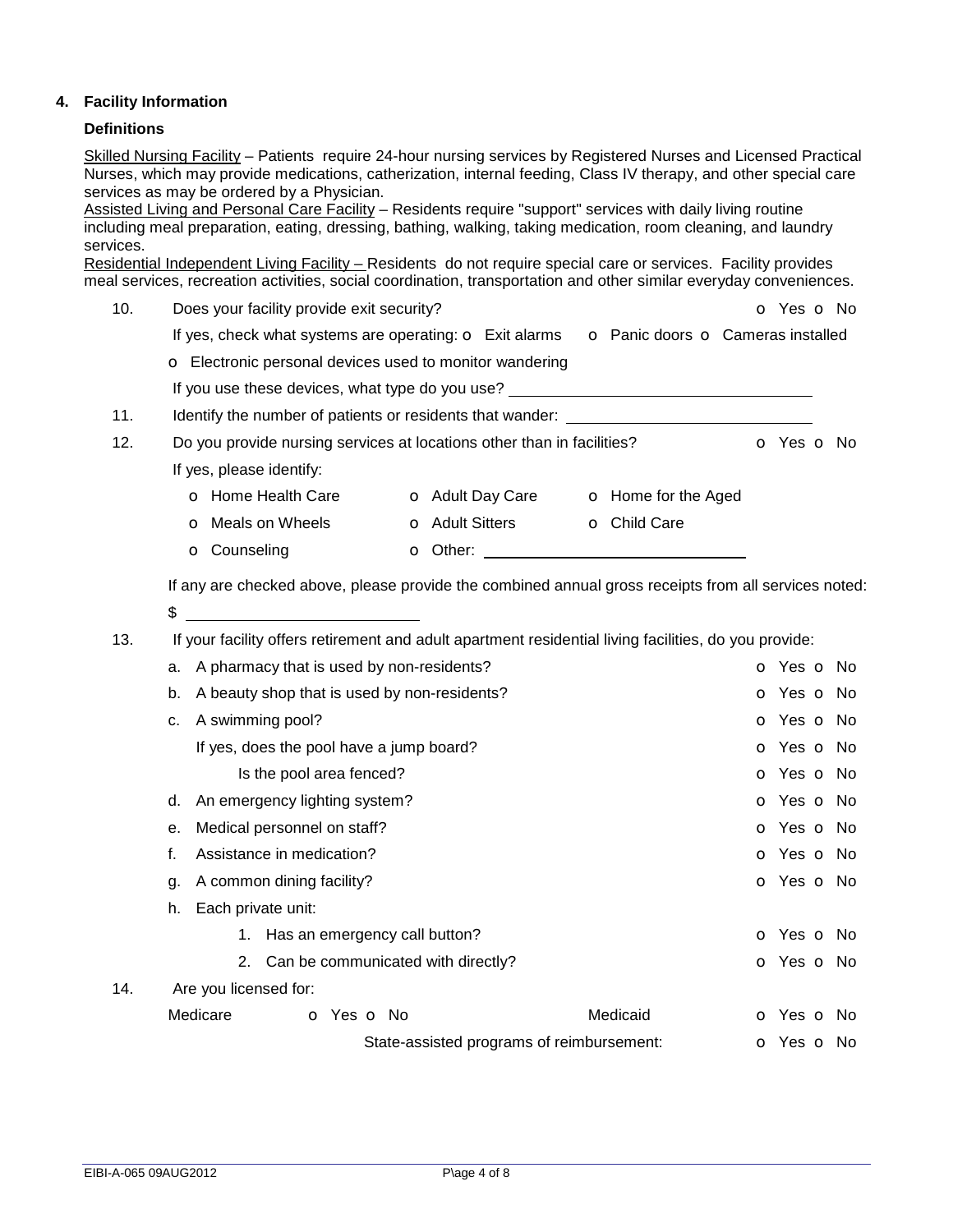## 4. Facility Information

### Definitions

Skilled Nursing Facility – Patients require 24-hour nursing services by Registered Nurses and Licensed Practical Nurses, which may provide medications, catherization, internal feeding, Class IV therapy, and other special care services as may be ordered by a Physician.

Assisted Living and Personal Care Facility – Residents require "support" services with daily living routine including meal preparation, eating, dressing, bathing, walking, taking medication, room cleaning, and laundry services.

Residential Independent Living Facility – Residents do not require special care or services. Facility provides meal services, recreation activities, social coordination, transportation and other similar everyday conveniences.

10. Does your facility provide exit security? o Yes o No

    If yes, check what systems are operating: o Exit alarms o Panic doors o Cameras installed

    o Electronic personal devices used to monitor wandering

    If you use these devices, what type do you use? ____________________

11. Identify the number of patients or residents that wander: ____________________

12. Do you provide nursing services at locations other than in facilities? o Yes o No

    If yes, please identify:

    - o Home Health Care
    - o Adult Day Care
    - o Home for the Aged
    - o Meals on Wheels
    - o Adult Sitters
    - o Child Care
    - o Counseling
    - o Other: ____________________

    If any are checked above, please provide the combined annual gross receipts from all services noted:

    $ ____________________

13. If your facility offers retirement and adult apartment residential living facilities, do you provide:

    a. A pharmacy that is used by non-residents? o Yes o No

    b. A beauty shop that is used by non-residents? o Yes o No

    c. A swimming pool? o Yes o No

       If yes, does the pool have a jump board? o Yes o No

       Is the pool area fenced? o Yes o No

    d. An emergency lighting system? o Yes o No

    e. Medical personnel on staff? o Yes o No

    f. Assistance in medication? o Yes o No

    g. A common dining facility? o Yes o No

    h. Each private unit:

       1. Has an emergency call button? o Yes o No

       2. Can be communicated with directly? o Yes o No

14. Are you licensed for:

    Medicare o Yes o No    Medicaid o Yes o No

    State-assisted programs of reimbursement: o Yes o No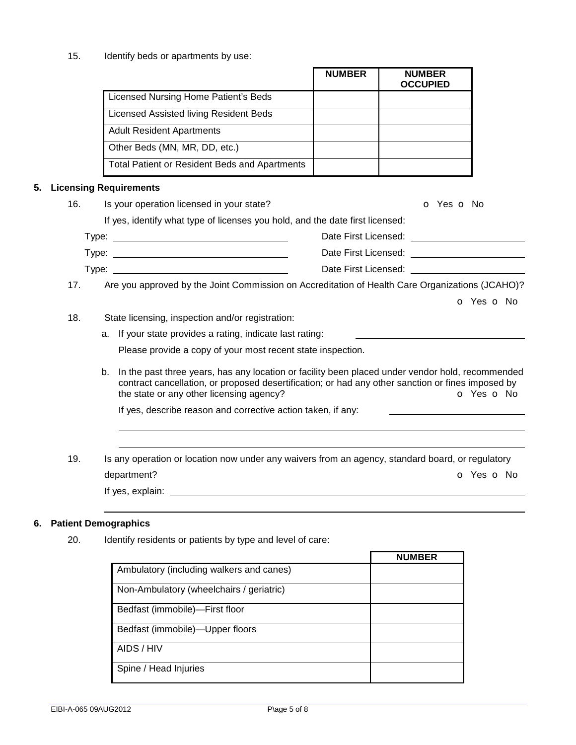15. Identify beds or apartments by use:

| | NUMBER | NUMBER OCCUPIED |
|---|---|---|
| Licensed Nursing Home Patient's Beds | | |
| Licensed Assisted living Resident Beds | | |
| Adult Resident Apartments | | |
| Other Beds (MN, MR, DD, etc.) | | |
| Total Patient or Resident Beds and Apartments | | |

## 5. Licensing Requirements

16. Is your operation licensed in your state? o Yes o No

    If yes, identify what type of licenses you hold, and the date first licensed:

    Type: ______________________ Date First Licensed: ______________________

    Type: ______________________ Date First Licensed: ______________________

    Type: ______________________ Date First Licensed: ______________________

17. Are you approved by the Joint Commission on Accreditation of Health Care Organizations (JCAHO)?

    o Yes o No

18. State licensing, inspection and/or registration:

    a. If your state provides a rating, indicate last rating: ______________________

       Please provide a copy of your most recent state inspection.

    b. In the past three years, has any location or facility been placed under vendor hold, recommended contract cancellation, or proposed desertification; or had any other sanction or fines imposed by the state or any other licensing agency? o Yes o No

       If yes, describe reason and corrective action taken, if any: ______________________

       ______________________________________________

       ______________________________________________

19. Is any operation or location now under any waivers from an agency, standard board, or regulatory department? o Yes o No

    If yes, explain: ______________________________________________

    ______________________________________________

## 6. Patient Demographics

20. Identify residents or patients by type and level of care:

| | NUMBER |
|---|---|
| Ambulatory (including walkers and canes) | |
| Non-Ambulatory (wheelchairs / geriatric) | |
| Bedfast (immobile)—First floor | |
| Bedfast (immobile)—Upper floors | |
| AIDS / HIV | |
| Spine / Head Injuries | |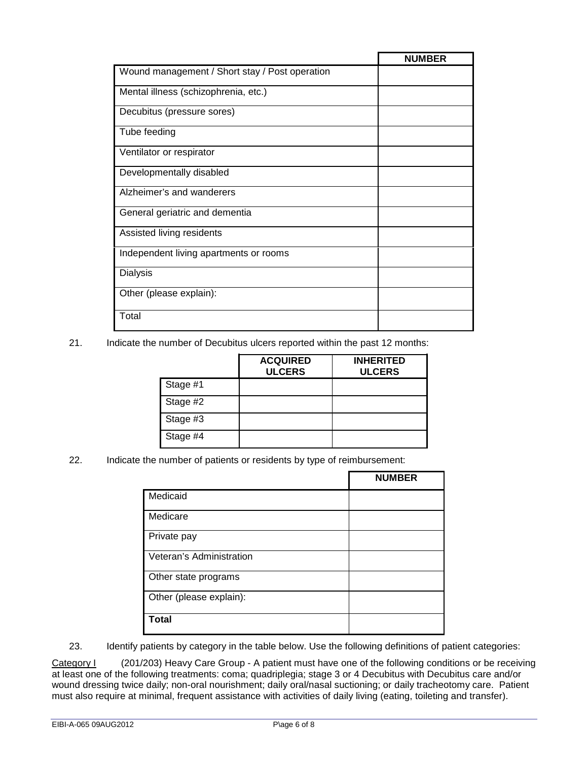| | NUMBER |
|---|---|
| Wound management / Short stay / Post operation | |
| Mental illness (schizophrenia, etc.) | |
| Decubitus (pressure sores) | |
| Tube feeding | |
| Ventilator or respirator | |
| Developmentally disabled | |
| Alzheimer's and wanderers | |
| General geriatric and dementia | |
| Assisted living residents | |
| Independent living apartments or rooms | |
| Dialysis | |
| Other (please explain): | |
| Total | |

21. Indicate the number of Decubitus ulcers reported within the past 12 months:

| | ACQUIRED ULCERS | INHERITED ULCERS |
|---|---|---|
| Stage #1 | | |
| Stage #2 | | |
| Stage #3 | | |
| Stage #4 | | |

22. Indicate the number of patients or residents by type of reimbursement:

| | NUMBER |
|---|---|
| Medicaid | |
| Medicare | |
| Private pay | |
| Veteran's Administration | |
| Other state programs | |
| Other (please explain): | |
| **Total** | |

23. Identify patients by category in the table below. Use the following definitions of patient categories:

Category I (201/203) Heavy Care Group - A patient must have one of the following conditions or be receiving at least one of the following treatments: coma; quadriplegia; stage 3 or 4 Decubitus with Decubitus care and/or wound dressing twice daily; non-oral nourishment; daily oral/nasal suctioning; or daily tracheotomy care. Patient must also require at minimal, frequent assistance with activities of daily living (eating, toileting and transfer).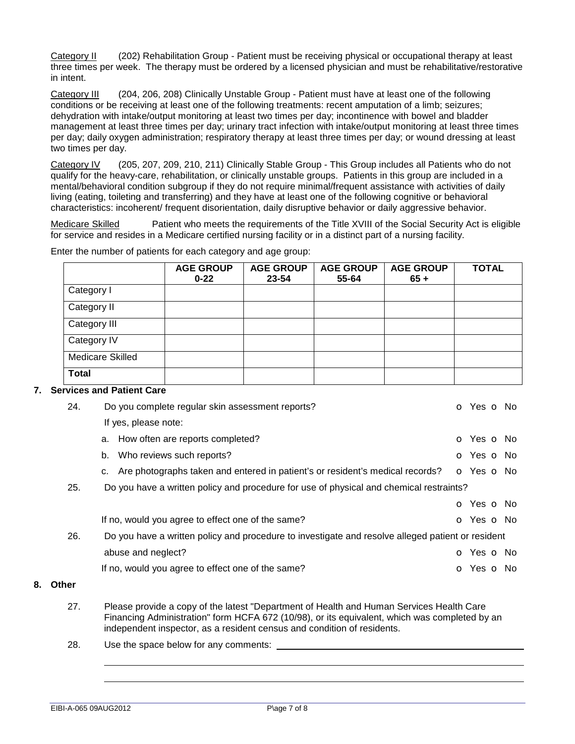Category II (202) Rehabilitation Group - Patient must be receiving physical or occupational therapy at least three times per week. The therapy must be ordered by a licensed physician and must be rehabilitative/restorative in intent.

Category III (204, 206, 208) Clinically Unstable Group - Patient must have at least one of the following conditions or be receiving at least one of the following treatments: recent amputation of a limb; seizures; dehydration with intake/output monitoring at least two times per day; incontinence with bowel and bladder management at least three times per day; urinary tract infection with intake/output monitoring at least three times per day; daily oxygen administration; respiratory therapy at least three times per day; or wound dressing at least two times per day.

Category IV (205, 207, 209, 210, 211) Clinically Stable Group - This Group includes all Patients who do not qualify for the heavy-care, rehabilitation, or clinically unstable groups. Patients in this group are included in a mental/behavioral condition subgroup if they do not require minimal/frequent assistance with activities of daily living (eating, toileting and transferring) and they have at least one of the following cognitive or behavioral characteristics: incoherent/ frequent disorientation, daily disruptive behavior or daily aggressive behavior.

Medicare Skilled Patient who meets the requirements of the Title XVIII of the Social Security Act is eligible for service and resides in a Medicare certified nursing facility or in a distinct part of a nursing facility.

Enter the number of patients for each category and age group:

| | AGE GROUP 0-22 | AGE GROUP 23-54 | AGE GROUP 55-64 | AGE GROUP 65 + | TOTAL |
|---|---|---|---|---|---|
| Category I | | | | | |
| Category II | | | | | |
| Category III | | | | | |
| Category IV | | | | | |
| Medicare Skilled | | | | | |
| **Total** | | | | | |

## 7. Services and Patient Care

24. Do you complete regular skin assessment reports? o Yes o No

    If yes, please note:

    a. How often are reports completed? o Yes o No

    b. Who reviews such reports? o Yes o No

    c. Are photographs taken and entered in patient's or resident's medical records? o Yes o No

25. Do you have a written policy and procedure for use of physical and chemical restraints? o Yes o No

    If no, would you agree to effect one of the same? o Yes o No

26. Do you have a written policy and procedure to investigate and resolve alleged patient or resident abuse and neglect? o Yes o No

    If no, would you agree to effect one of the same? o Yes o No

## 8. Other

27. Please provide a copy of the latest "Department of Health and Human Services Health Care Financing Administration" form HCFA 672 (10/98), or its equivalent, which was completed by an independent inspector, as a resident census and condition of residents.

28. Use the space below for any comments: ______________________________

    ______________________________

    ______________________________

EIBI-A-065 09AUG2012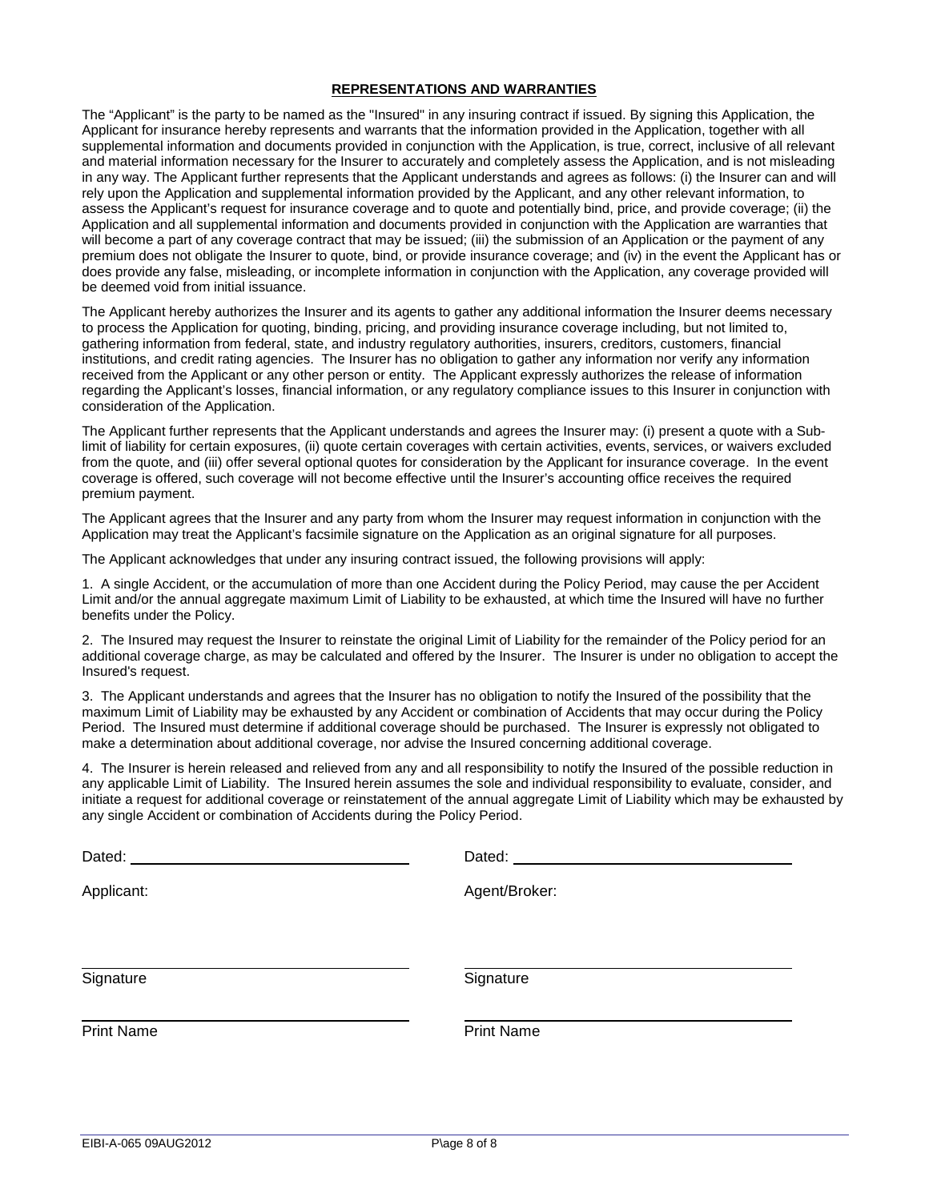## REPRESENTATIONS AND WARRANTIES

The "Applicant" is the party to be named as the "Insured" in any insuring contract if issued. By signing this Application, the Applicant for insurance hereby represents and warrants that the information provided in the Application, together with all supplemental information and documents provided in conjunction with the Application, is true, correct, inclusive of all relevant and material information necessary for the Insurer to accurately and completely assess the Application, and is not misleading in any way. The Applicant further represents that the Applicant understands and agrees as follows: (i) the Insurer can and will rely upon the Application and supplemental information provided by the Applicant, and any other relevant information, to assess the Applicant's request for insurance coverage and to quote and potentially bind, price, and provide coverage; (ii) the Application and all supplemental information and documents provided in conjunction with the Application are warranties that will become a part of any coverage contract that may be issued; (iii) the submission of an Application or the payment of any premium does not obligate the Insurer to quote, bind, or provide insurance coverage; and (iv) in the event the Applicant has or does provide any false, misleading, or incomplete information in conjunction with the Application, any coverage provided will be deemed void from initial issuance.

The Applicant hereby authorizes the Insurer and its agents to gather any additional information the Insurer deems necessary to process the Application for quoting, binding, pricing, and providing insurance coverage including, but not limited to, gathering information from federal, state, and industry regulatory authorities, insurers, creditors, customers, financial institutions, and credit rating agencies. The Insurer has no obligation to gather any information nor verify any information received from the Applicant or any other person or entity. The Applicant expressly authorizes the release of information regarding the Applicant's losses, financial information, or any regulatory compliance issues to this Insurer in conjunction with consideration of the Application.

The Applicant further represents that the Applicant understands and agrees the Insurer may: (i) present a quote with a Sub-limit of liability for certain exposures, (ii) quote certain coverages with certain activities, events, services, or waivers excluded from the quote, and (iii) offer several optional quotes for consideration by the Applicant for insurance coverage. In the event coverage is offered, such coverage will not become effective until the Insurer's accounting office receives the required premium payment.

The Applicant agrees that the Insurer and any party from whom the Insurer may request information in conjunction with the Application may treat the Applicant's facsimile signature on the Application as an original signature for all purposes.

The Applicant acknowledges that under any insuring contract issued, the following provisions will apply:

1. A single Accident, or the accumulation of more than one Accident during the Policy Period, may cause the per Accident Limit and/or the annual aggregate maximum Limit of Liability to be exhausted, at which time the Insured will have no further benefits under the Policy.

2. The Insured may request the Insurer to reinstate the original Limit of Liability for the remainder of the Policy period for an additional coverage charge, as may be calculated and offered by the Insurer. The Insurer is under no obligation to accept the Insured's request.

3. The Applicant understands and agrees that the Insurer has no obligation to notify the Insured of the possibility that the maximum Limit of Liability may be exhausted by any Accident or combination of Accidents that may occur during the Policy Period. The Insured must determine if additional coverage should be purchased. The Insurer is expressly not obligated to make a determination about additional coverage, nor advise the Insured concerning additional coverage.

4. The Insurer is herein released and relieved from any and all responsibility to notify the Insured of the possible reduction in any applicable Limit of Liability. The Insured herein assumes the sole and individual responsibility to evaluate, consider, and initiate a request for additional coverage or reinstatement of the annual aggregate Limit of Liability which may be exhausted by any single Accident or combination of Accidents during the Policy Period.

Dated: ______________________________ Dated: ______________________________

Applicant: Agent/Broker:

______________________________ ______________________________

Signature Signature

______________________________ ______________________________

Print Name Print Name

EIBI-A-065 09AUG2012